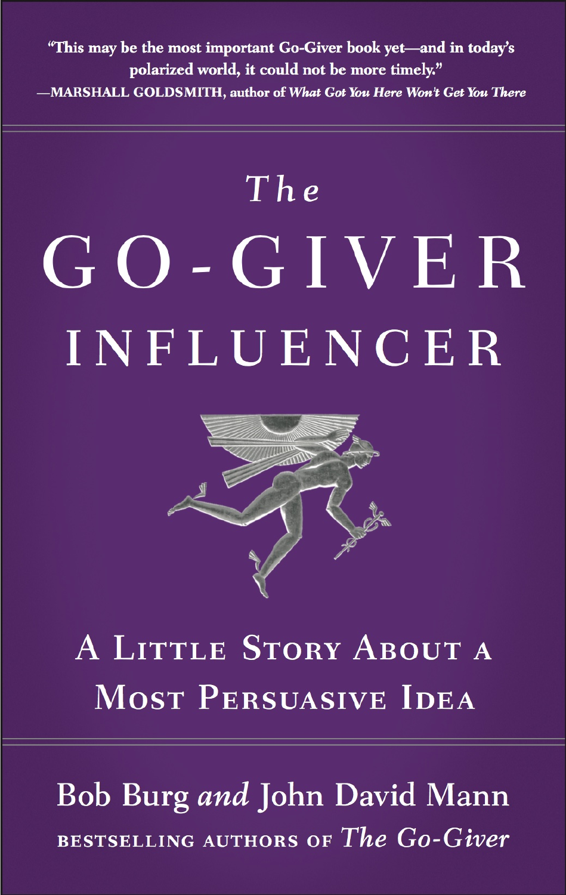"This may be the most important Go-Giver book yet—and in today's polarized world, it could not be more timely."
—MARSHALL GOLDSMITH, author of *What Got You Here Won't Get You There*

# The GO-GIVER INFLUENCER

## A Little Story About a Most Persuasive Idea

Bob Burg *and* John David Mann

BESTSELLING AUTHORS OF *The Go-Giver*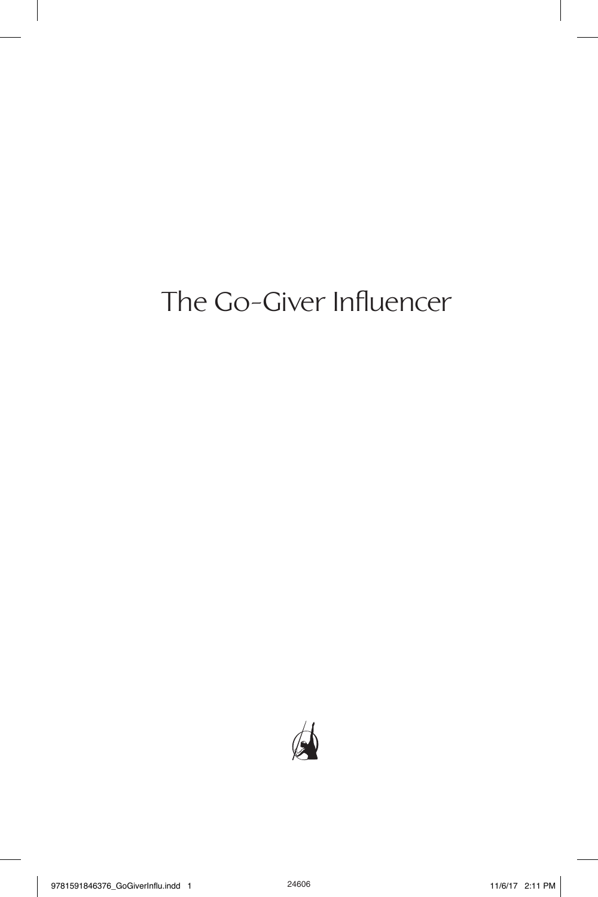# The Go-Giver Influencer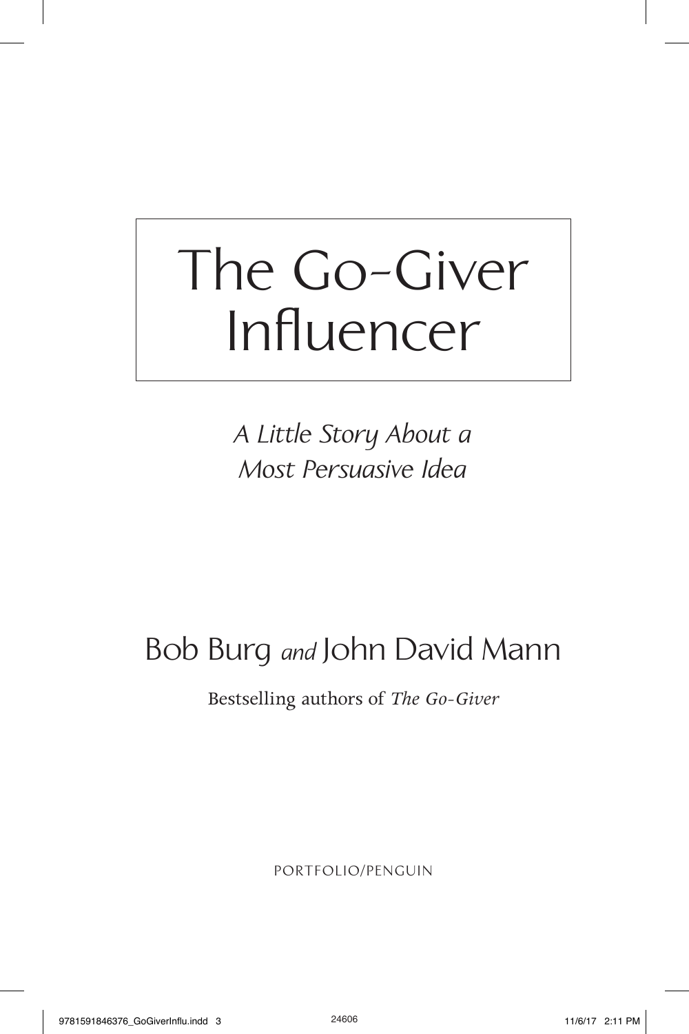# The Go-Giver Influencer

*A Little Story About a Most Persuasive Idea*

Bob Burg *and* John David Mann

Bestselling authors of *The Go-Giver*

PORTFOLIO/PENGUIN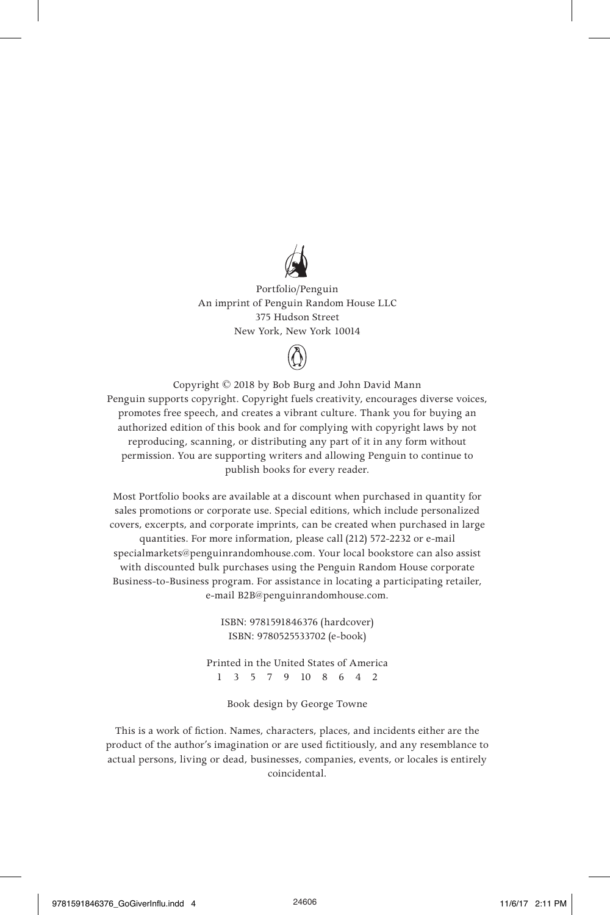Portfolio/Penguin
An imprint of Penguin Random House LLC
375 Hudson Street
New York, New York 10014

Copyright © 2018 by Bob Burg and John David Mann
Penguin supports copyright. Copyright fuels creativity, encourages diverse voices, promotes free speech, and creates a vibrant culture. Thank you for buying an authorized edition of this book and for complying with copyright laws by not reproducing, scanning, or distributing any part of it in any form without permission. You are supporting writers and allowing Penguin to continue to publish books for every reader.

Most Portfolio books are available at a discount when purchased in quantity for sales promotions or corporate use. Special editions, which include personalized covers, excerpts, and corporate imprints, can be created when purchased in large quantities. For more information, please call (212) 572-2232 or e-mail specialmarkets@penguinrandomhouse.com. Your local bookstore can also assist with discounted bulk purchases using the Penguin Random House corporate Business-to-Business program. For assistance in locating a participating retailer, e-mail B2B@penguinrandomhouse.com.

ISBN: 9781591846376 (hardcover)
ISBN: 9780525533702 (e-book)

Printed in the United States of America
1 3 5 7 9 10 8 6 4 2

Book design by George Towne

This is a work of fiction. Names, characters, places, and incidents either are the product of the author's imagination or are used fictitiously, and any resemblance to actual persons, living or dead, businesses, companies, events, or locales is entirely coincidental.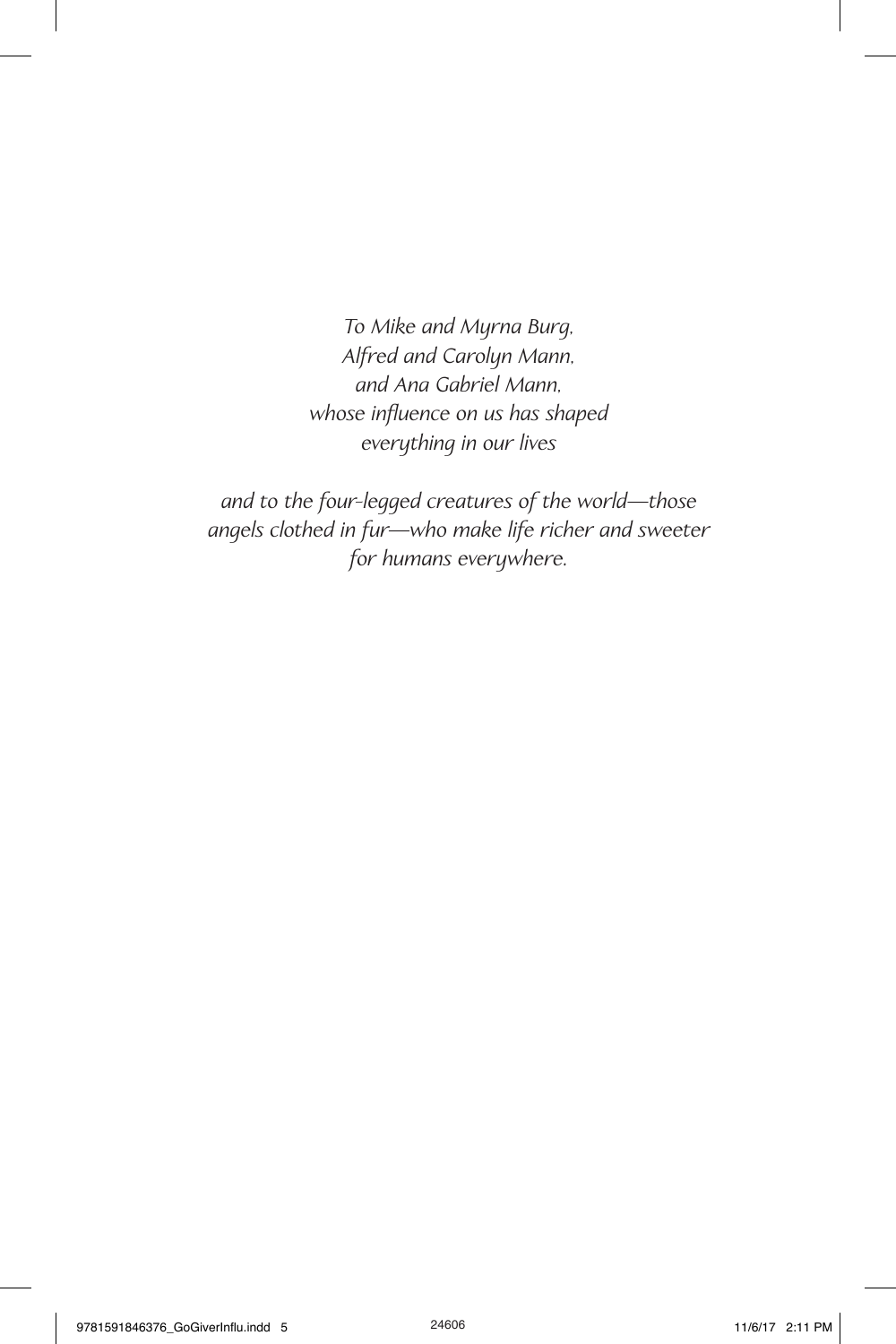*To Mike and Myrna Burg,*
*Alfred and Carolyn Mann,*
*and Ana Gabriel Mann,*
*whose influence on us has shaped*
*everything in our lives*

*and to the four-legged creatures of the world—those*
*angels clothed in fur—who make life richer and sweeter*
*for humans everywhere.*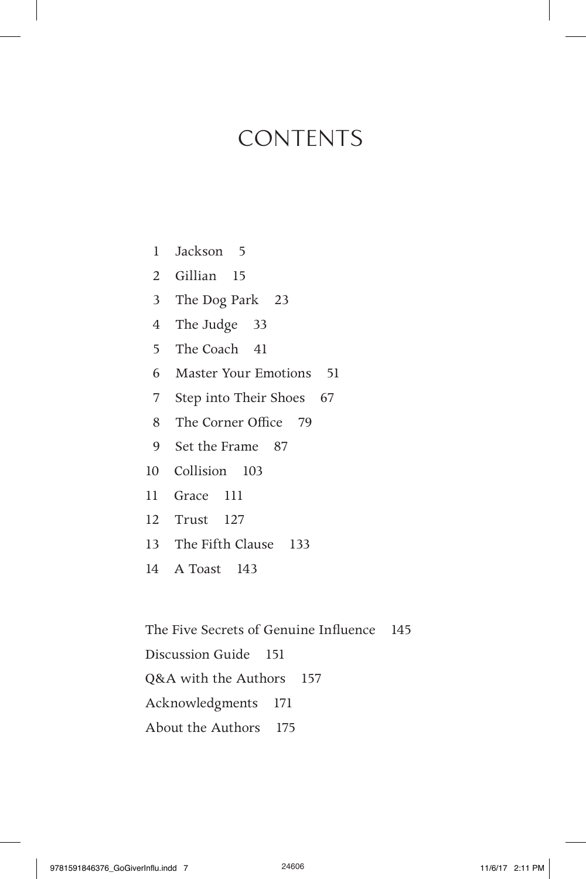# CONTENTS

1 Jackson 5
2 Gillian 15
3 The Dog Park 23
4 The Judge 33
5 The Coach 41
6 Master Your Emotions 51
7 Step into Their Shoes 67
8 The Corner Office 79
9 Set the Frame 87
10 Collision 103
11 Grace 111
12 Trust 127
13 The Fifth Clause 133
14 A Toast 143

The Five Secrets of Genuine Influence 145
Discussion Guide 151
Q&A with the Authors 157
Acknowledgments 171
About the Authors 175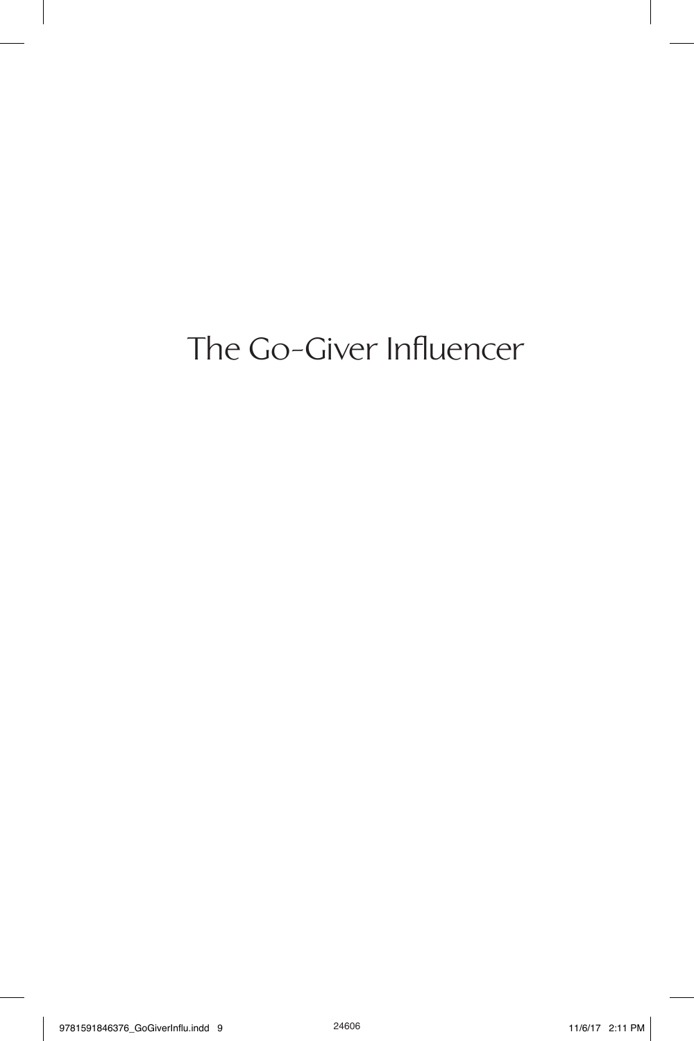# The Go-Giver Influencer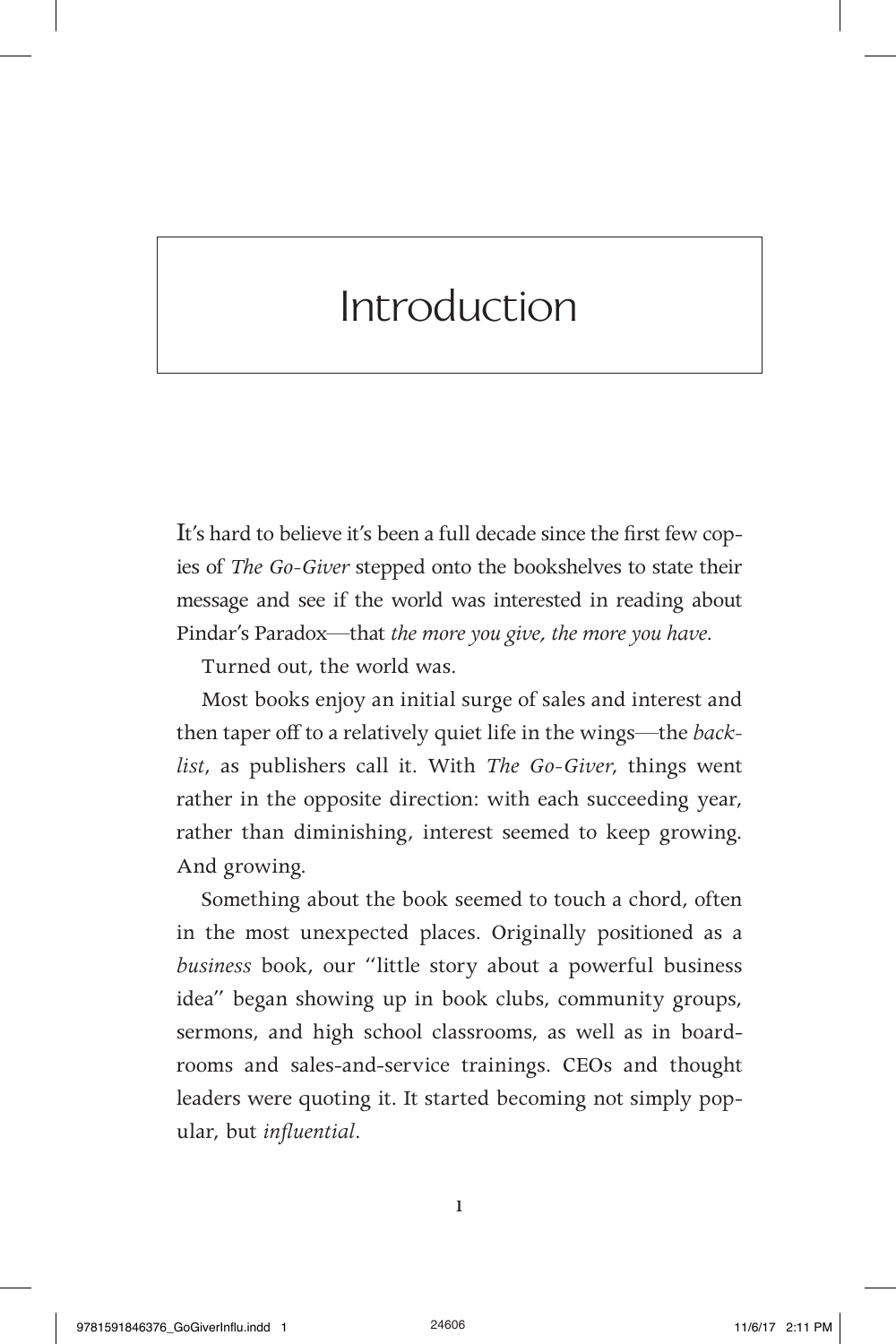# Introduction

It's hard to believe it's been a full decade since the first few copies of *The Go-Giver* stepped onto the bookshelves to state their message and see if the world was interested in reading about Pindar's Paradox—that *the more you give, the more you have*.

Turned out, the world was.

Most books enjoy an initial surge of sales and interest and then taper off to a relatively quiet life in the wings—the *backlist*, as publishers call it. With *The Go-Giver*, things went rather in the opposite direction: with each succeeding year, rather than diminishing, interest seemed to keep growing. And growing.

Something about the book seemed to touch a chord, often in the most unexpected places. Originally positioned as a *business* book, our "little story about a powerful business idea" began showing up in book clubs, community groups, sermons, and high school classrooms, as well as in boardrooms and sales-and-service trainings. CEOs and thought leaders were quoting it. It started becoming not simply popular, but *influential*.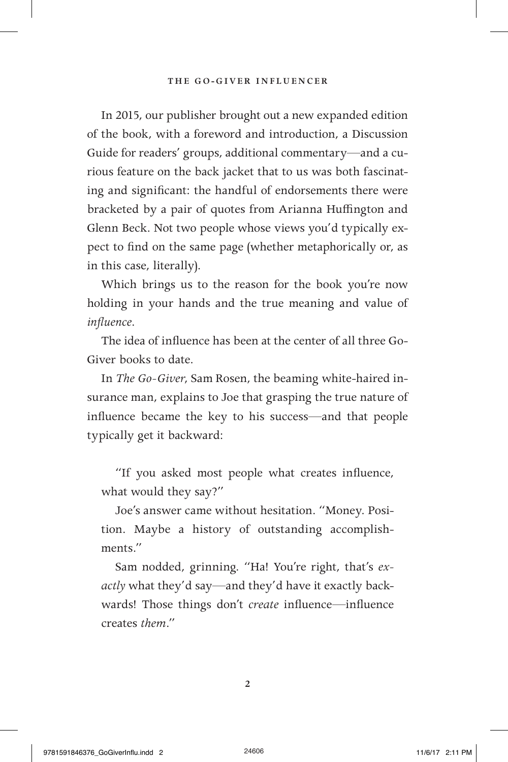In 2015, our publisher brought out a new expanded edition of the book, with a foreword and introduction, a Discussion Guide for readers' groups, additional commentary—and a curious feature on the back jacket that to us was both fascinating and significant: the handful of endorsements there were bracketed by a pair of quotes from Arianna Huffington and Glenn Beck. Not two people whose views you'd typically expect to find on the same page (whether metaphorically or, as in this case, literally).

Which brings us to the reason for the book you're now holding in your hands and the true meaning and value of *influence*.

The idea of influence has been at the center of all three Go-Giver books to date.

In *The Go-Giver*, Sam Rosen, the beaming white-haired insurance man, explains to Joe that grasping the true nature of influence became the key to his success—and that people typically get it backward:

> "If you asked most people what creates influence, what would they say?"
>
> Joe's answer came without hesitation. "Money. Position. Maybe a history of outstanding accomplishments."
>
> Sam nodded, grinning. "Ha! You're right, that's *exactly* what they'd say—and they'd have it exactly backwards! Those things don't *create* influence—influence creates *them*."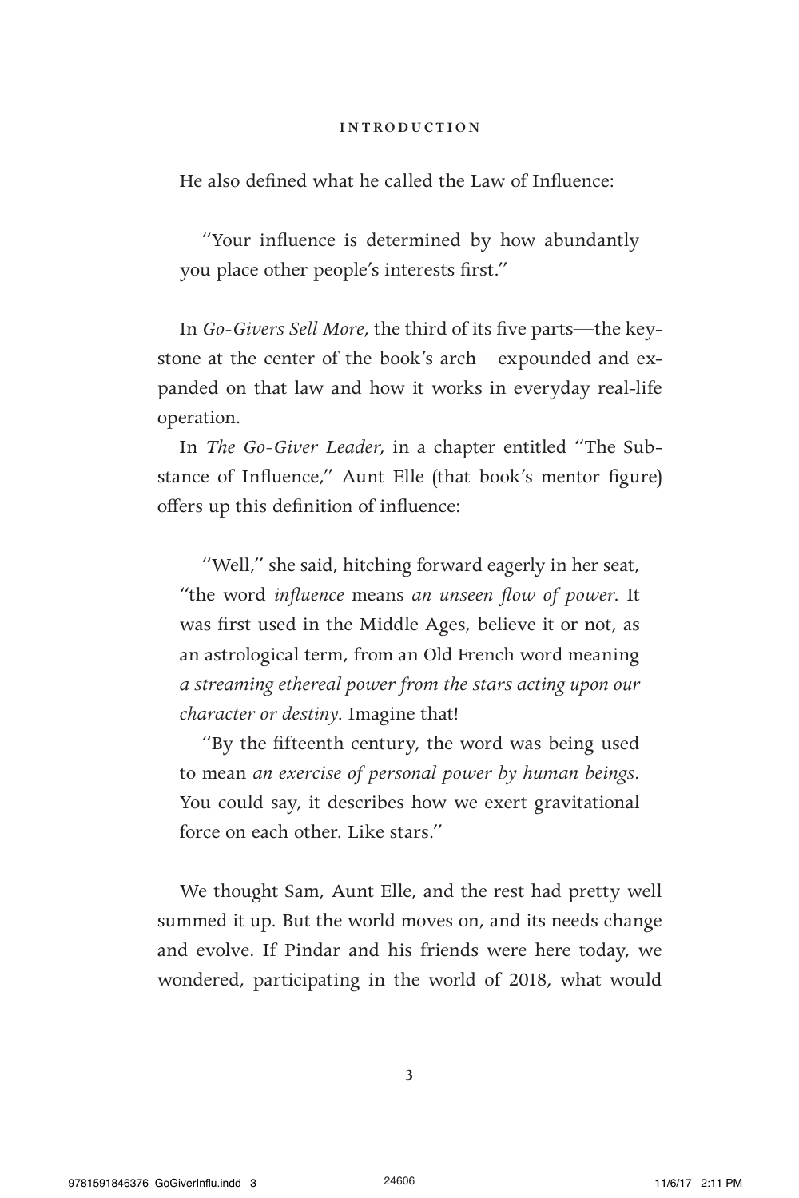He also defined what he called the Law of Influence:

> "Your influence is determined by how abundantly you place other people's interests first."

In *Go-Givers Sell More*, the third of its five parts—the keystone at the center of the book's arch—expounded and expanded on that law and how it works in everyday real-life operation.

In *The Go-Giver Leader*, in a chapter entitled "The Substance of Influence," Aunt Elle (that book's mentor figure) offers up this definition of influence:

> "Well," she said, hitching forward eagerly in her seat, "the word *influence* means *an unseen flow of power*. It was first used in the Middle Ages, believe it or not, as an astrological term, from an Old French word meaning *a streaming ethereal power from the stars acting upon our character or destiny*. Imagine that!
>
> "By the fifteenth century, the word was being used to mean *an exercise of personal power by human beings*. You could say, it describes how we exert gravitational force on each other. Like stars."

We thought Sam, Aunt Elle, and the rest had pretty well summed it up. But the world moves on, and its needs change and evolve. If Pindar and his friends were here today, we wondered, participating in the world of 2018, what would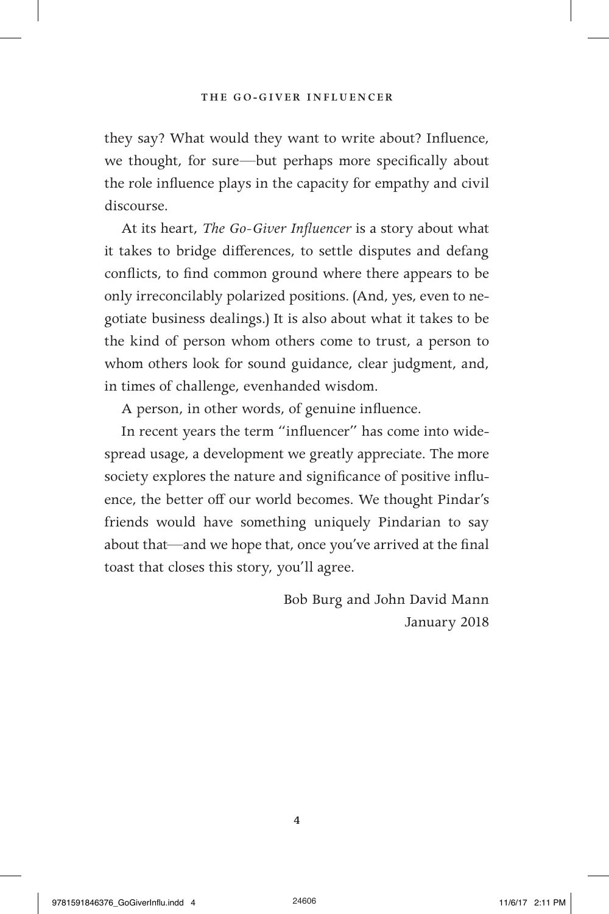they say? What would they want to write about? Influence, we thought, for sure—but perhaps more specifically about the role influence plays in the capacity for empathy and civil discourse.

At its heart, *The Go-Giver Influencer* is a story about what it takes to bridge differences, to settle disputes and defang conflicts, to find common ground where there appears to be only irreconcilably polarized positions. (And, yes, even to negotiate business dealings.) It is also about what it takes to be the kind of person whom others come to trust, a person to whom others look for sound guidance, clear judgment, and, in times of challenge, evenhanded wisdom.

A person, in other words, of genuine influence.

In recent years the term "influencer" has come into widespread usage, a development we greatly appreciate. The more society explores the nature and significance of positive influence, the better off our world becomes. We thought Pindar's friends would have something uniquely Pindarian to say about that—and we hope that, once you've arrived at the final toast that closes this story, you'll agree.

Bob Burg and John David Mann
January 2018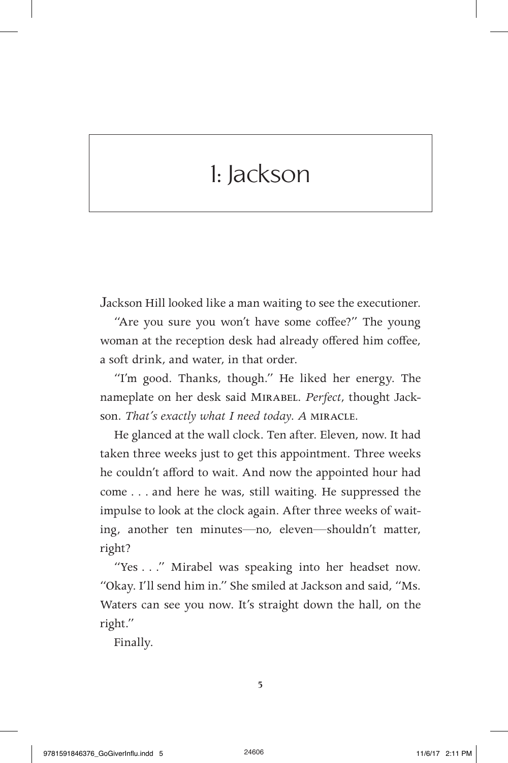# 1: Jackson

Jackson Hill looked like a man waiting to see the executioner.

"Are you sure you won't have some coffee?" The young woman at the reception desk had already offered him coffee, a soft drink, and water, in that order.

"I'm good. Thanks, though." He liked her energy. The nameplate on her desk said MIRABEL. *Perfect*, thought Jackson. *That's exactly what I need today. A* MIRACLE.

He glanced at the wall clock. Ten after. Eleven, now. It had taken three weeks just to get this appointment. Three weeks he couldn't afford to wait. And now the appointed hour had come . . . and here he was, still waiting. He suppressed the impulse to look at the clock again. After three weeks of waiting, another ten minutes—no, eleven—shouldn't matter, right?

"Yes . . ." Mirabel was speaking into her headset now. "Okay. I'll send him in." She smiled at Jackson and said, "Ms. Waters can see you now. It's straight down the hall, on the right."

Finally.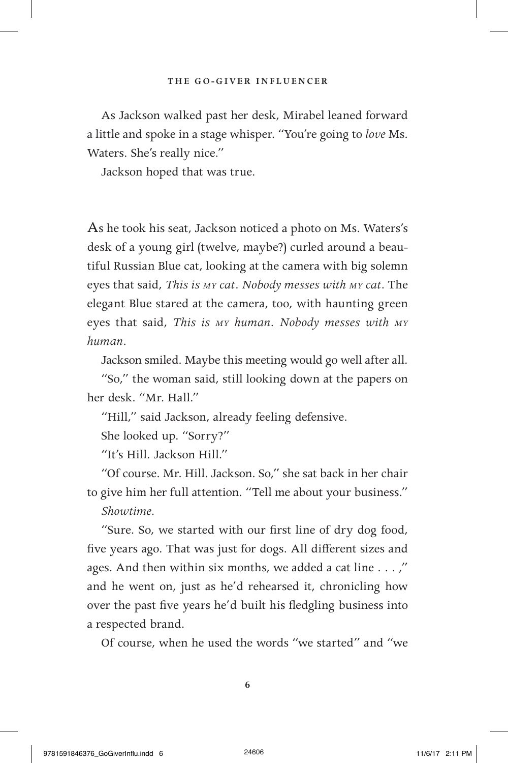As Jackson walked past her desk, Mirabel leaned forward a little and spoke in a stage whisper. "You're going to *love* Ms. Waters. She's really nice."

Jackson hoped that was true.

As he took his seat, Jackson noticed a photo on Ms. Waters's desk of a young girl (twelve, maybe?) curled around a beautiful Russian Blue cat, looking at the camera with big solemn eyes that said, *This is MY cat. Nobody messes with MY cat.* The elegant Blue stared at the camera, too, with haunting green eyes that said, *This is MY human. Nobody messes with MY human.*

Jackson smiled. Maybe this meeting would go well after all.

"So," the woman said, still looking down at the papers on her desk. "Mr. Hall."

"Hill," said Jackson, already feeling defensive.

She looked up. "Sorry?"

"It's Hill. Jackson Hill."

"Of course. Mr. Hill. Jackson. So," she sat back in her chair to give him her full attention. "Tell me about your business."

*Showtime.*

"Sure. So, we started with our first line of dry dog food, five years ago. That was just for dogs. All different sizes and ages. And then within six months, we added a cat line . . . ," and he went on, just as he'd rehearsed it, chronicling how over the past five years he'd built his fledgling business into a respected brand.

Of course, when he used the words "we started" and "we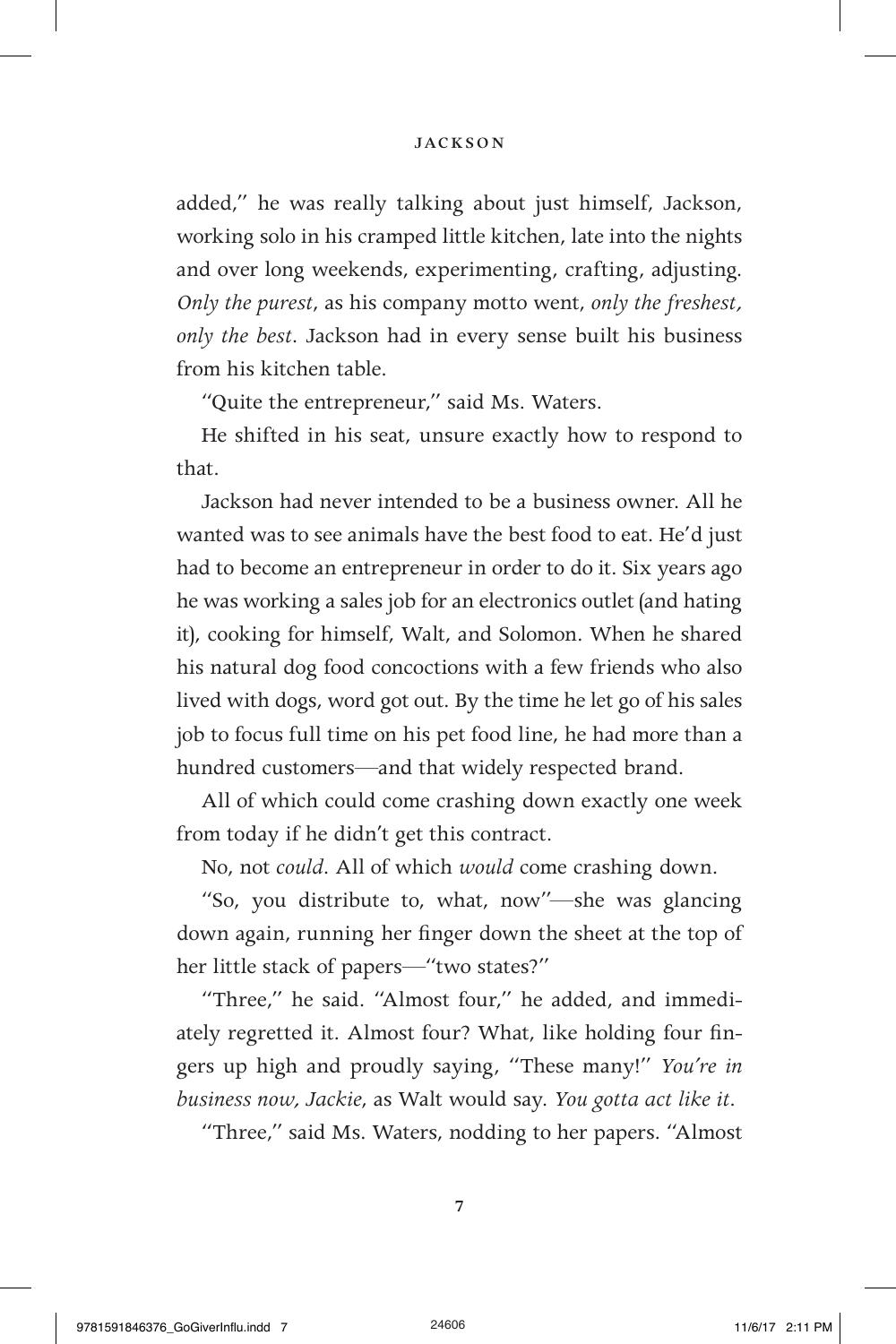added," he was really talking about just himself, Jackson, working solo in his cramped little kitchen, late into the nights and over long weekends, experimenting, crafting, adjusting. *Only the purest*, as his company motto went, *only the freshest, only the best*. Jackson had in every sense built his business from his kitchen table.

"Quite the entrepreneur," said Ms. Waters.

He shifted in his seat, unsure exactly how to respond to that.

Jackson had never intended to be a business owner. All he wanted was to see animals have the best food to eat. He'd just had to become an entrepreneur in order to do it. Six years ago he was working a sales job for an electronics outlet (and hating it), cooking for himself, Walt, and Solomon. When he shared his natural dog food concoctions with a few friends who also lived with dogs, word got out. By the time he let go of his sales job to focus full time on his pet food line, he had more than a hundred customers—and that widely respected brand.

All of which could come crashing down exactly one week from today if he didn't get this contract.

No, not *could*. All of which *would* come crashing down.

"So, you distribute to, what, now"—she was glancing down again, running her finger down the sheet at the top of her little stack of papers—"two states?"

"Three," he said. "Almost four," he added, and immediately regretted it. Almost four? What, like holding four fingers up high and proudly saying, "These many!" *You're in business now, Jackie*, as Walt would say. *You gotta act like it*.

"Three," said Ms. Waters, nodding to her papers. "Almost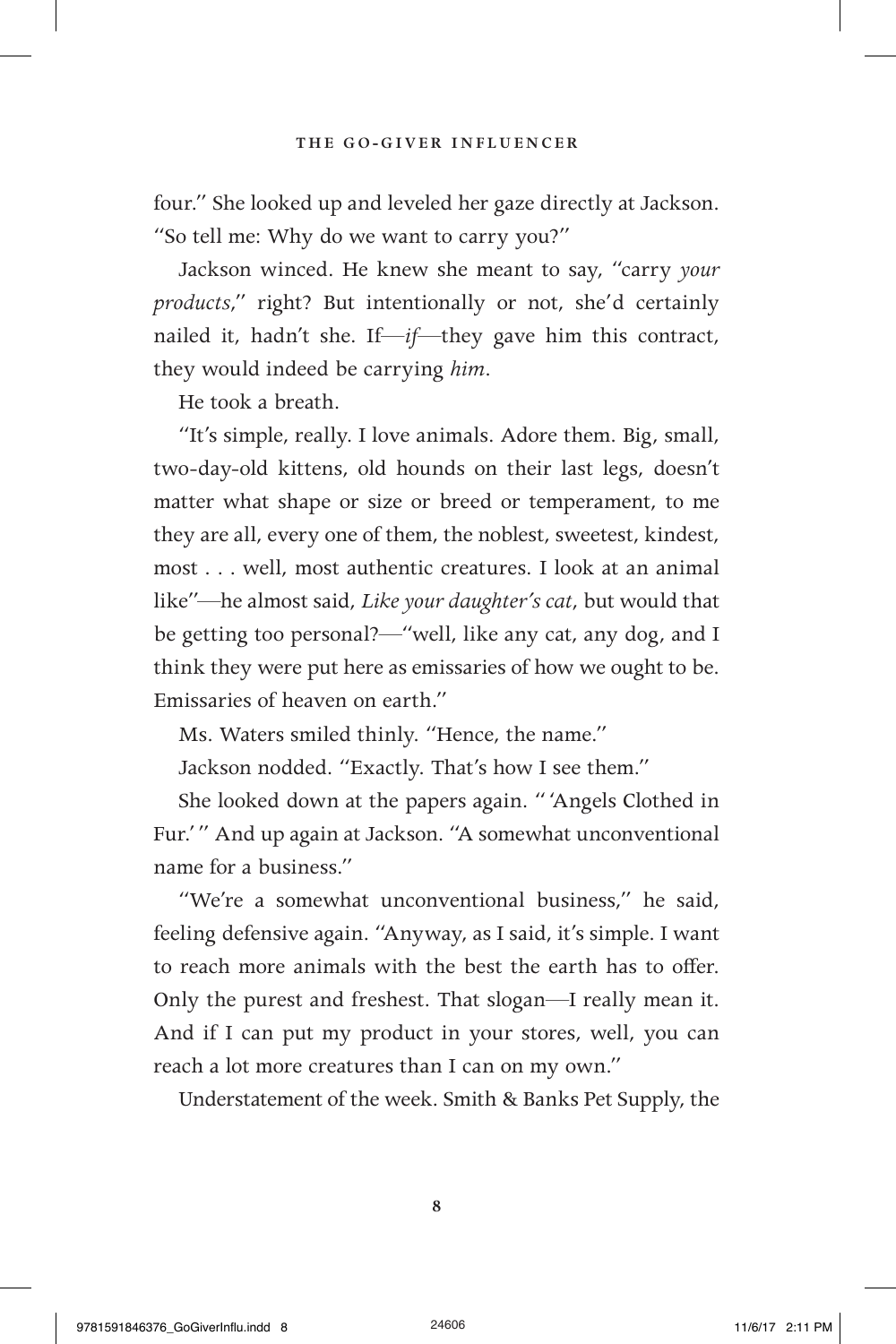four." She looked up and leveled her gaze directly at Jackson. "So tell me: Why do we want to carry you?"

Jackson winced. He knew she meant to say, "carry *your products*," right? But intentionally or not, she'd certainly nailed it, hadn't she. If—*if*—they gave him this contract, they would indeed be carrying *him*.

He took a breath.

"It's simple, really. I love animals. Adore them. Big, small, two-day-old kittens, old hounds on their last legs, doesn't matter what shape or size or breed or temperament, to me they are all, every one of them, the noblest, sweetest, kindest, most . . . well, most authentic creatures. I look at an animal like"—he almost said, *Like your daughter's cat*, but would that be getting too personal?—"well, like any cat, any dog, and I think they were put here as emissaries of how we ought to be. Emissaries of heaven on earth."

Ms. Waters smiled thinly. "Hence, the name."

Jackson nodded. "Exactly. That's how I see them."

She looked down at the papers again. " 'Angels Clothed in Fur.' " And up again at Jackson. "A somewhat unconventional name for a business."

"We're a somewhat unconventional business," he said, feeling defensive again. "Anyway, as I said, it's simple. I want to reach more animals with the best the earth has to offer. Only the purest and freshest. That slogan—I really mean it. And if I can put my product in your stores, well, you can reach a lot more creatures than I can on my own."

Understatement of the week. Smith & Banks Pet Supply, the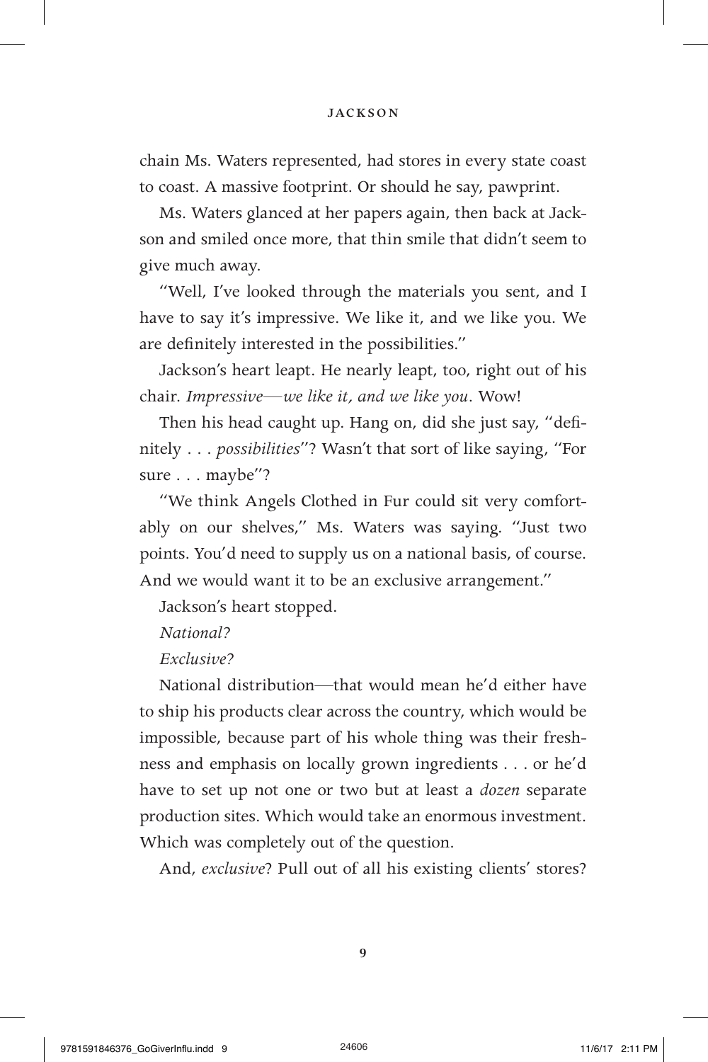chain Ms. Waters represented, had stores in every state coast to coast. A massive footprint. Or should he say, pawprint.

Ms. Waters glanced at her papers again, then back at Jackson and smiled once more, that thin smile that didn't seem to give much away.

"Well, I've looked through the materials you sent, and I have to say it's impressive. We like it, and we like you. We are definitely interested in the possibilities."

Jackson's heart leapt. He nearly leapt, too, right out of his chair. *Impressive—we like it, and we like you*. Wow!

Then his head caught up. Hang on, did she just say, "definitely . . . *possibilities*"? Wasn't that sort of like saying, "For sure . . . maybe"?

"We think Angels Clothed in Fur could sit very comfortably on our shelves," Ms. Waters was saying. "Just two points. You'd need to supply us on a national basis, of course. And we would want it to be an exclusive arrangement."

Jackson's heart stopped.

*National?*

*Exclusive?*

National distribution—that would mean he'd either have to ship his products clear across the country, which would be impossible, because part of his whole thing was their freshness and emphasis on locally grown ingredients . . . or he'd have to set up not one or two but at least a *dozen* separate production sites. Which would take an enormous investment. Which was completely out of the question.

And, *exclusive*? Pull out of all his existing clients' stores?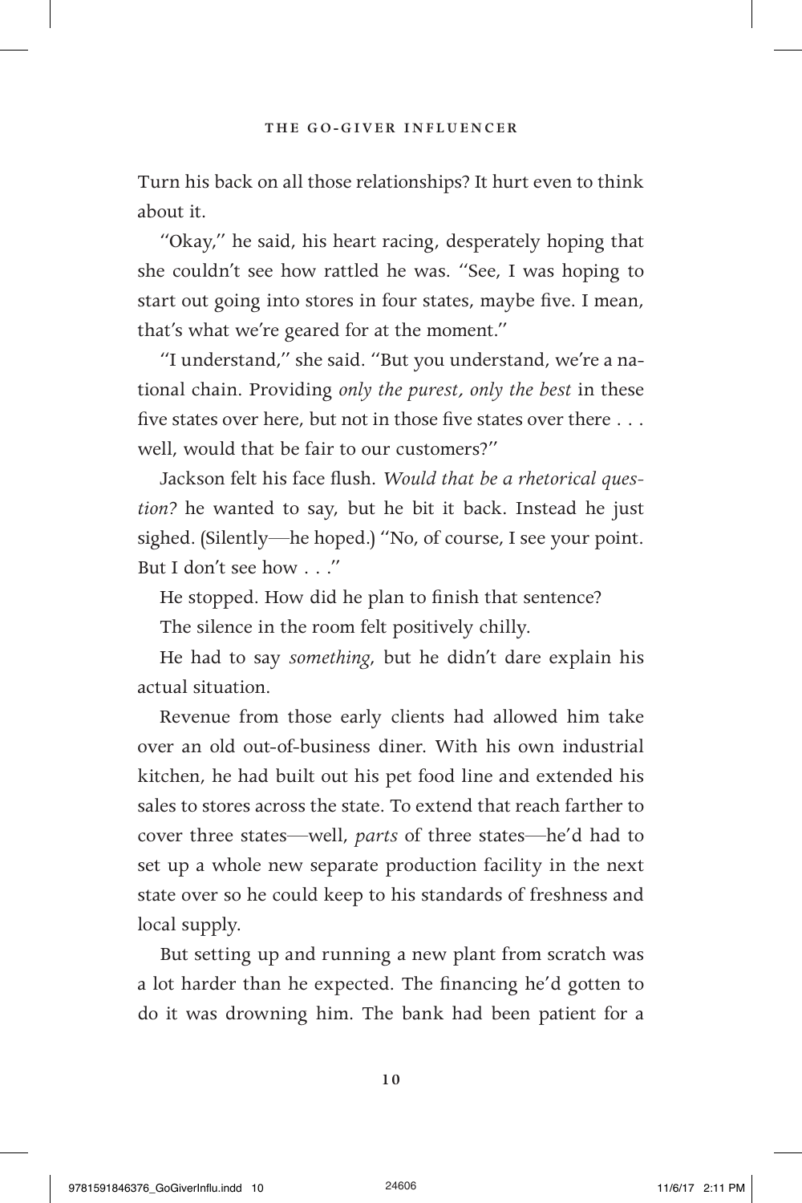Turn his back on all those relationships? It hurt even to think about it.

"Okay," he said, his heart racing, desperately hoping that she couldn't see how rattled he was. "See, I was hoping to start out going into stores in four states, maybe five. I mean, that's what we're geared for at the moment."

"I understand," she said. "But you understand, we're a national chain. Providing *only the purest, only the best* in these five states over here, but not in those five states over there . . . well, would that be fair to our customers?"

Jackson felt his face flush. *Would that be a rhetorical question?* he wanted to say, but he bit it back. Instead he just sighed. (Silently—he hoped.) "No, of course, I see your point. But I don't see how . . ."

He stopped. How did he plan to finish that sentence?

The silence in the room felt positively chilly.

He had to say *something*, but he didn't dare explain his actual situation.

Revenue from those early clients had allowed him take over an old out-of-business diner. With his own industrial kitchen, he had built out his pet food line and extended his sales to stores across the state. To extend that reach farther to cover three states—well, *parts* of three states—he'd had to set up a whole new separate production facility in the next state over so he could keep to his standards of freshness and local supply.

But setting up and running a new plant from scratch was a lot harder than he expected. The financing he'd gotten to do it was drowning him. The bank had been patient for a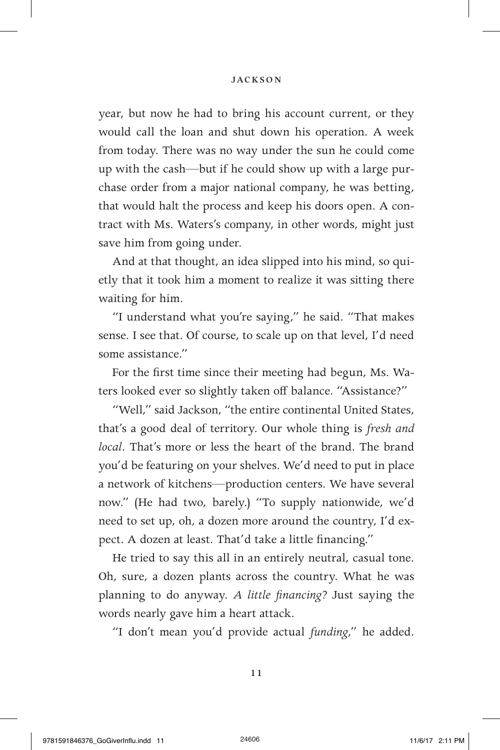year, but now he had to bring his account current, or they would call the loan and shut down his operation. A week from today. There was no way under the sun he could come up with the cash—but if he could show up with a large purchase order from a major national company, he was betting, that would halt the process and keep his doors open. A contract with Ms. Waters's company, in other words, might just save him from going under.

And at that thought, an idea slipped into his mind, so quietly that it took him a moment to realize it was sitting there waiting for him.

"I understand what you're saying," he said. "That makes sense. I see that. Of course, to scale up on that level, I'd need some assistance."

For the first time since their meeting had begun, Ms. Waters looked ever so slightly taken off balance. "Assistance?"

"Well," said Jackson, "the entire continental United States, that's a good deal of territory. Our whole thing is *fresh and local*. That's more or less the heart of the brand. The brand you'd be featuring on your shelves. We'd need to put in place a network of kitchens—production centers. We have several now." (He had two, barely.) "To supply nationwide, we'd need to set up, oh, a dozen more around the country, I'd expect. A dozen at least. That'd take a little financing."

He tried to say this all in an entirely neutral, casual tone. Oh, sure, a dozen plants across the country. What he was planning to do anyway. *A little financing?* Just saying the words nearly gave him a heart attack.

"I don't mean you'd provide actual *funding*," he added.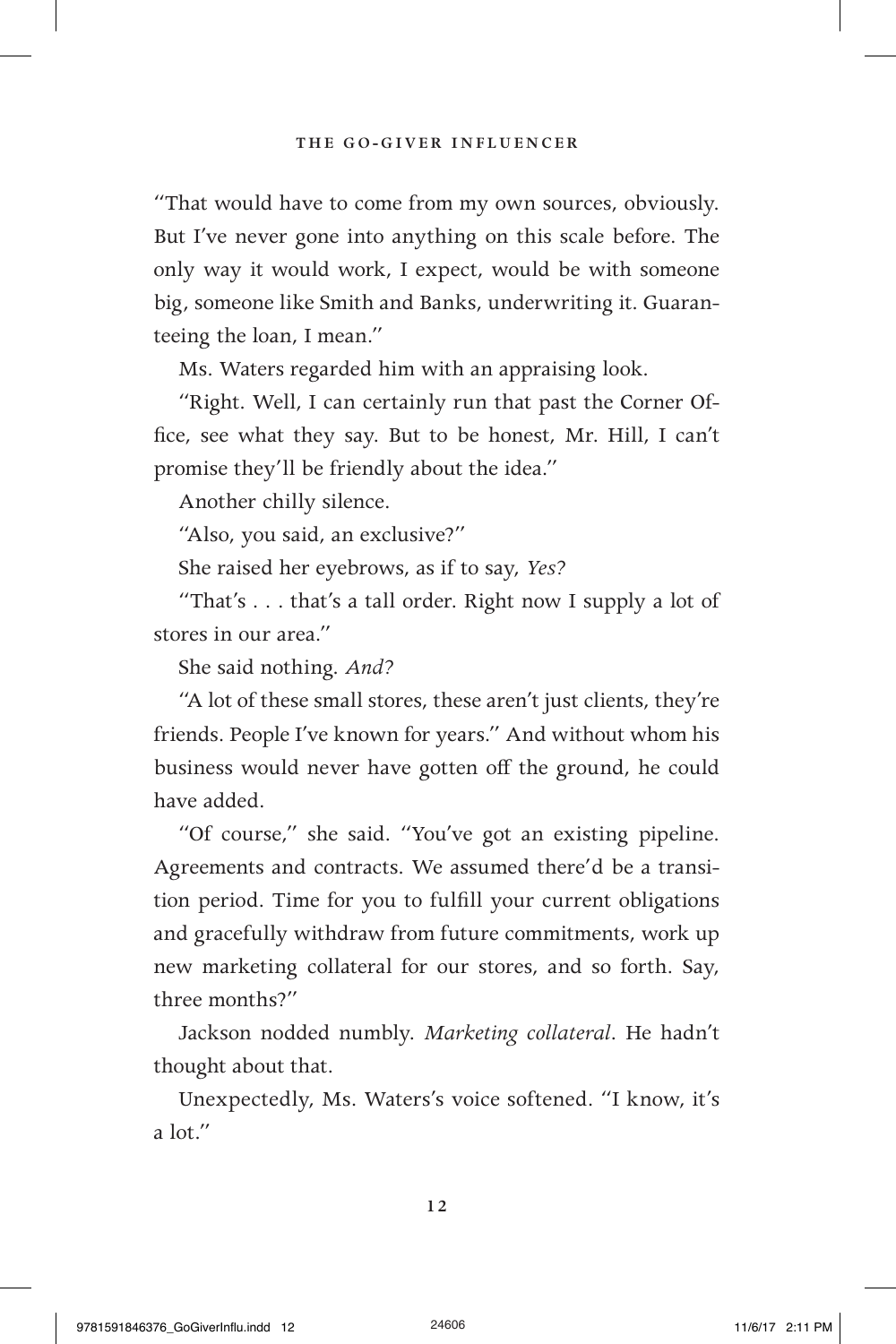"That would have to come from my own sources, obviously. But I've never gone into anything on this scale before. The only way it would work, I expect, would be with someone big, someone like Smith and Banks, underwriting it. Guaranteeing the loan, I mean."

Ms. Waters regarded him with an appraising look.

"Right. Well, I can certainly run that past the Corner Office, see what they say. But to be honest, Mr. Hill, I can't promise they'll be friendly about the idea."

Another chilly silence.

"Also, you said, an exclusive?"

She raised her eyebrows, as if to say, *Yes?*

"That's . . . that's a tall order. Right now I supply a lot of stores in our area."

She said nothing. *And?*

"A lot of these small stores, these aren't just clients, they're friends. People I've known for years." And without whom his business would never have gotten off the ground, he could have added.

"Of course," she said. "You've got an existing pipeline. Agreements and contracts. We assumed there'd be a transition period. Time for you to fulfill your current obligations and gracefully withdraw from future commitments, work up new marketing collateral for our stores, and so forth. Say, three months?"

Jackson nodded numbly. *Marketing collateral*. He hadn't thought about that.

Unexpectedly, Ms. Waters's voice softened. "I know, it's a lot."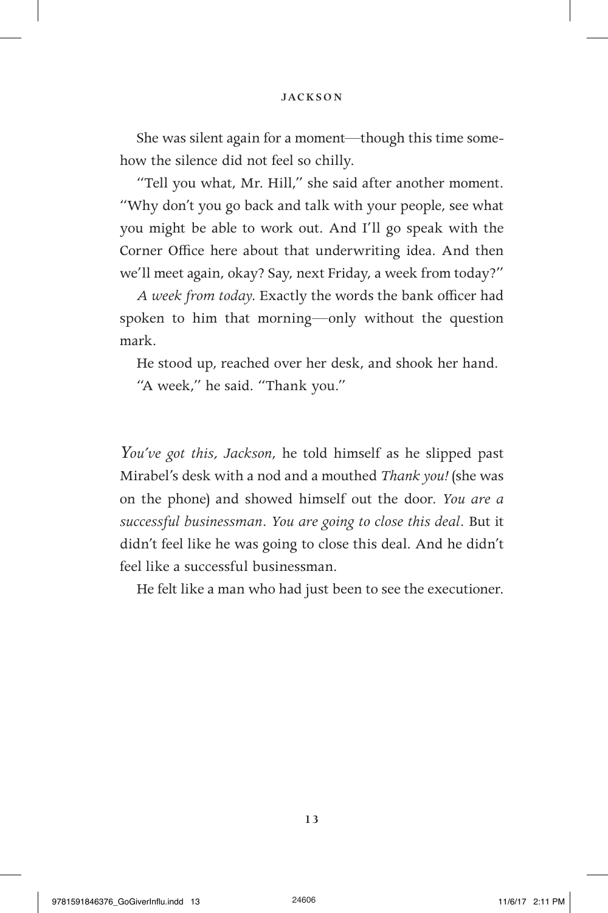She was silent again for a moment—though this time somehow the silence did not feel so chilly.

"Tell you what, Mr. Hill," she said after another moment. "Why don't you go back and talk with your people, see what you might be able to work out. And I'll go speak with the Corner Office here about that underwriting idea. And then we'll meet again, okay? Say, next Friday, a week from today?"

*A week from today*. Exactly the words the bank officer had spoken to him that morning—only without the question mark.

He stood up, reached over her desk, and shook her hand.

"A week," he said. "Thank you."

*You've got this, Jackson*, he told himself as he slipped past Mirabel's desk with a nod and a mouthed *Thank you!* (she was on the phone) and showed himself out the door. *You are a successful businessman. You are going to close this deal*. But it didn't feel like he was going to close this deal. And he didn't feel like a successful businessman.

He felt like a man who had just been to see the executioner.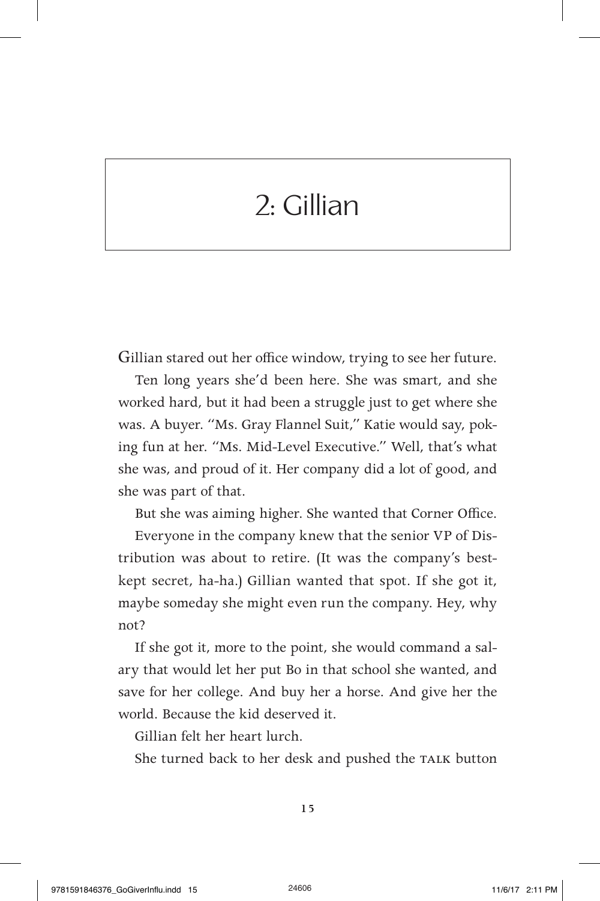# 2: Gillian

Gillian stared out her office window, trying to see her future.

Ten long years she'd been here. She was smart, and she worked hard, but it had been a struggle just to get where she was. A buyer. "Ms. Gray Flannel Suit," Katie would say, poking fun at her. "Ms. Mid-Level Executive." Well, that's what she was, and proud of it. Her company did a lot of good, and she was part of that.

But she was aiming higher. She wanted that Corner Office.

Everyone in the company knew that the senior VP of Distribution was about to retire. (It was the company's best-kept secret, ha-ha.) Gillian wanted that spot. If she got it, maybe someday she might even run the company. Hey, why not?

If she got it, more to the point, she would command a salary that would let her put Bo in that school she wanted, and save for her college. And buy her a horse. And give her the world. Because the kid deserved it.

Gillian felt her heart lurch.

She turned back to her desk and pushed the TALK button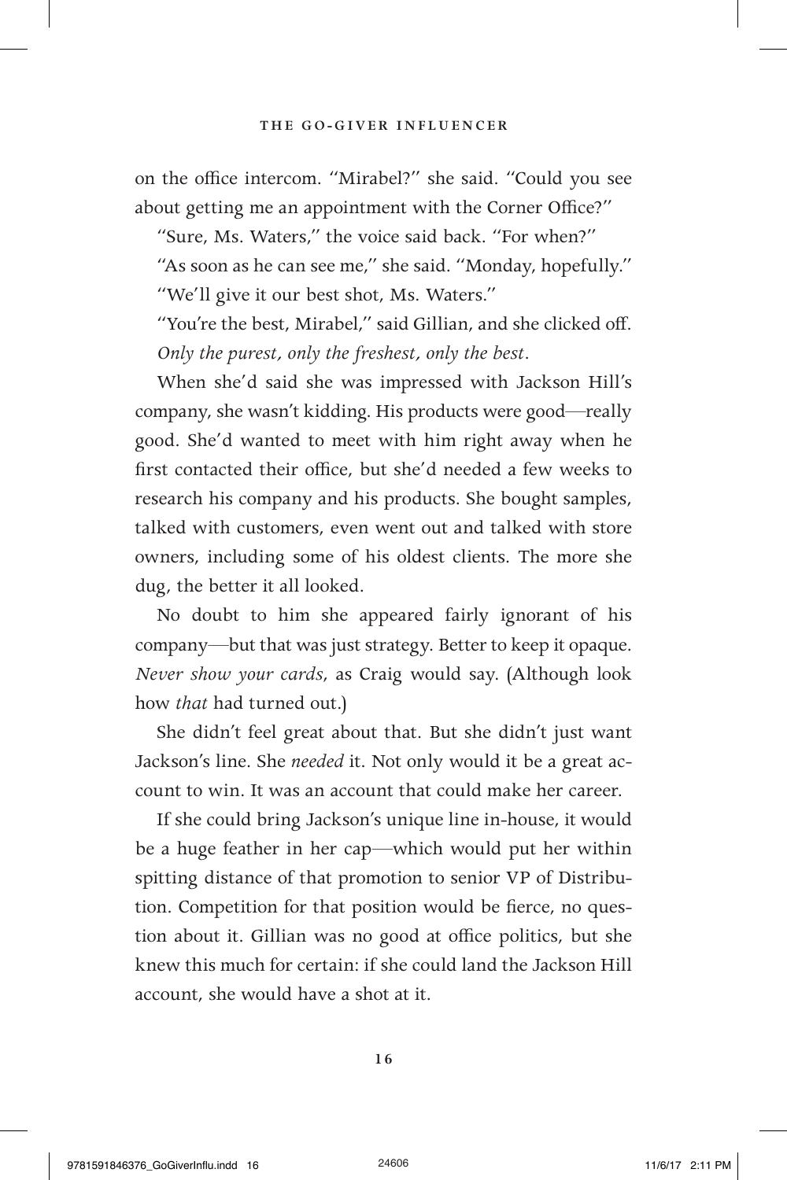on the office intercom. "Mirabel?" she said. "Could you see about getting me an appointment with the Corner Office?"

"Sure, Ms. Waters," the voice said back. "For when?"

"As soon as he can see me," she said. "Monday, hopefully."

"We'll give it our best shot, Ms. Waters."

"You're the best, Mirabel," said Gillian, and she clicked off.

*Only the purest, only the freshest, only the best*.

When she'd said she was impressed with Jackson Hill's company, she wasn't kidding. His products were good—really good. She'd wanted to meet with him right away when he first contacted their office, but she'd needed a few weeks to research his company and his products. She bought samples, talked with customers, even went out and talked with store owners, including some of his oldest clients. The more she dug, the better it all looked.

No doubt to him she appeared fairly ignorant of his company—but that was just strategy. Better to keep it opaque. *Never show your cards*, as Craig would say. (Although look how *that* had turned out.)

She didn't feel great about that. But she didn't just want Jackson's line. She *needed* it. Not only would it be a great account to win. It was an account that could make her career.

If she could bring Jackson's unique line in-house, it would be a huge feather in her cap—which would put her within spitting distance of that promotion to senior VP of Distribution. Competition for that position would be fierce, no question about it. Gillian was no good at office politics, but she knew this much for certain: if she could land the Jackson Hill account, she would have a shot at it.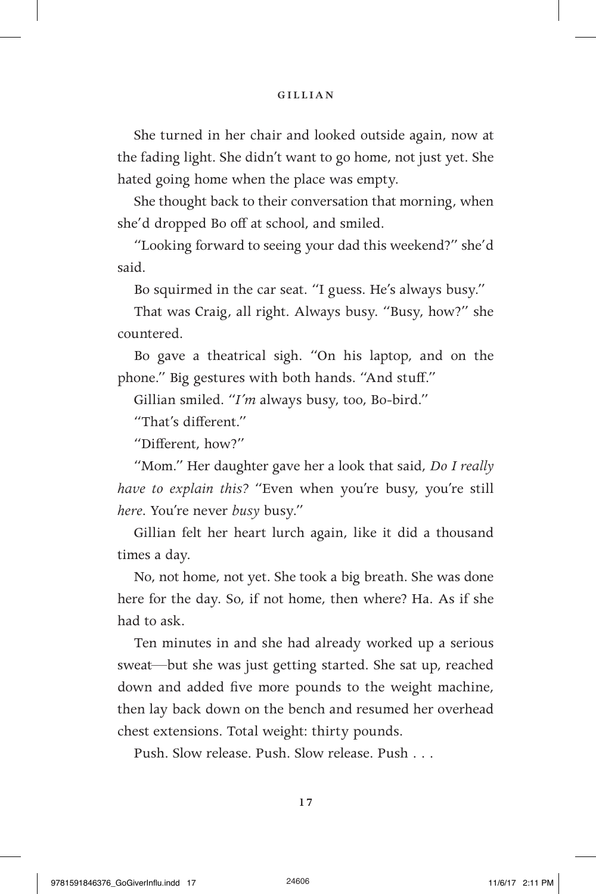She turned in her chair and looked outside again, now at the fading light. She didn't want to go home, not just yet. She hated going home when the place was empty.

She thought back to their conversation that morning, when she'd dropped Bo off at school, and smiled.

"Looking forward to seeing your dad this weekend?" she'd said.

Bo squirmed in the car seat. "I guess. He's always busy."

That was Craig, all right. Always busy. "Busy, how?" she countered.

Bo gave a theatrical sigh. "On his laptop, and on the phone." Big gestures with both hands. "And stuff."

Gillian smiled. "*I'm* always busy, too, Bo-bird."

"That's different."

"Different, how?"

"Mom." Her daughter gave her a look that said, *Do I really have to explain this?* "Even when you're busy, you're still *here*. You're never *busy* busy."

Gillian felt her heart lurch again, like it did a thousand times a day.

No, not home, not yet. She took a big breath. She was done here for the day. So, if not home, then where? Ha. As if she had to ask.

Ten minutes in and she had already worked up a serious sweat—but she was just getting started. She sat up, reached down and added five more pounds to the weight machine, then lay back down on the bench and resumed her overhead chest extensions. Total weight: thirty pounds.

Push. Slow release. Push. Slow release. Push . . .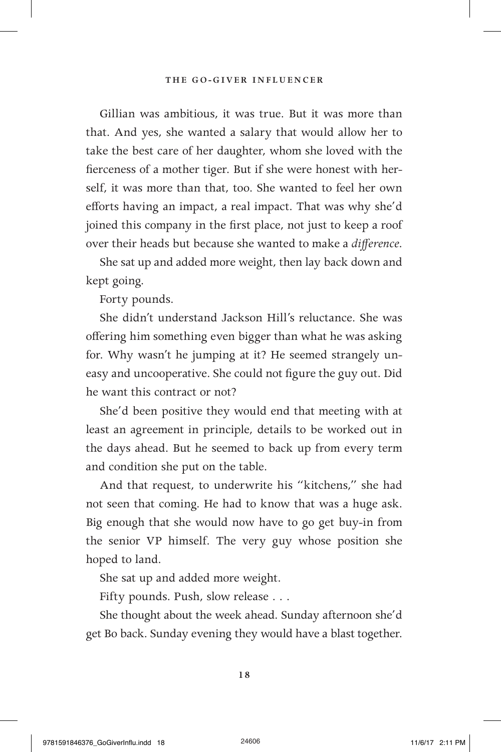Gillian was ambitious, it was true. But it was more than that. And yes, she wanted a salary that would allow her to take the best care of her daughter, whom she loved with the fierceness of a mother tiger. But if she were honest with herself, it was more than that, too. She wanted to feel her own efforts having an impact, a real impact. That was why she'd joined this company in the first place, not just to keep a roof over their heads but because she wanted to make a *difference*.

She sat up and added more weight, then lay back down and kept going.

Forty pounds.

She didn't understand Jackson Hill's reluctance. She was offering him something even bigger than what he was asking for. Why wasn't he jumping at it? He seemed strangely uneasy and uncooperative. She could not figure the guy out. Did he want this contract or not?

She'd been positive they would end that meeting with at least an agreement in principle, details to be worked out in the days ahead. But he seemed to back up from every term and condition she put on the table.

And that request, to underwrite his "kitchens," she had not seen that coming. He had to know that was a huge ask. Big enough that she would now have to go get buy-in from the senior VP himself. The very guy whose position she hoped to land.

She sat up and added more weight.

Fifty pounds. Push, slow release . . .

She thought about the week ahead. Sunday afternoon she'd get Bo back. Sunday evening they would have a blast together.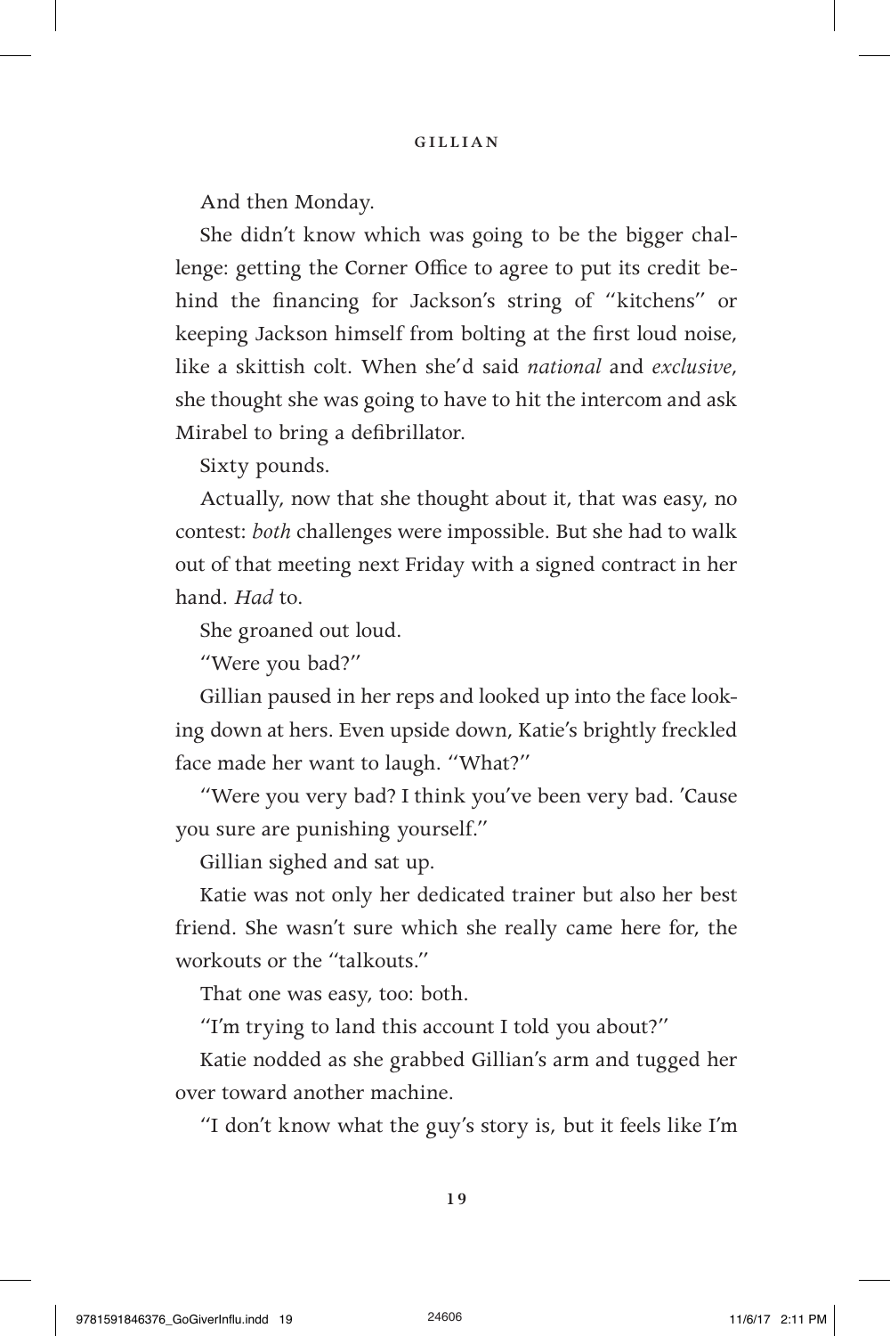And then Monday.

She didn't know which was going to be the bigger challenge: getting the Corner Office to agree to put its credit behind the financing for Jackson's string of "kitchens" or keeping Jackson himself from bolting at the first loud noise, like a skittish colt. When she'd said *national* and *exclusive*, she thought she was going to have to hit the intercom and ask Mirabel to bring a defibrillator.

Sixty pounds.

Actually, now that she thought about it, that was easy, no contest: *both* challenges were impossible. But she had to walk out of that meeting next Friday with a signed contract in her hand. *Had* to.

She groaned out loud.

"Were you bad?"

Gillian paused in her reps and looked up into the face looking down at hers. Even upside down, Katie's brightly freckled face made her want to laugh. "What?"

"Were you very bad? I think you've been very bad. 'Cause you sure are punishing yourself."

Gillian sighed and sat up.

Katie was not only her dedicated trainer but also her best friend. She wasn't sure which she really came here for, the workouts or the "talkouts."

That one was easy, too: both.

"I'm trying to land this account I told you about?"

Katie nodded as she grabbed Gillian's arm and tugged her over toward another machine.

"I don't know what the guy's story is, but it feels like I'm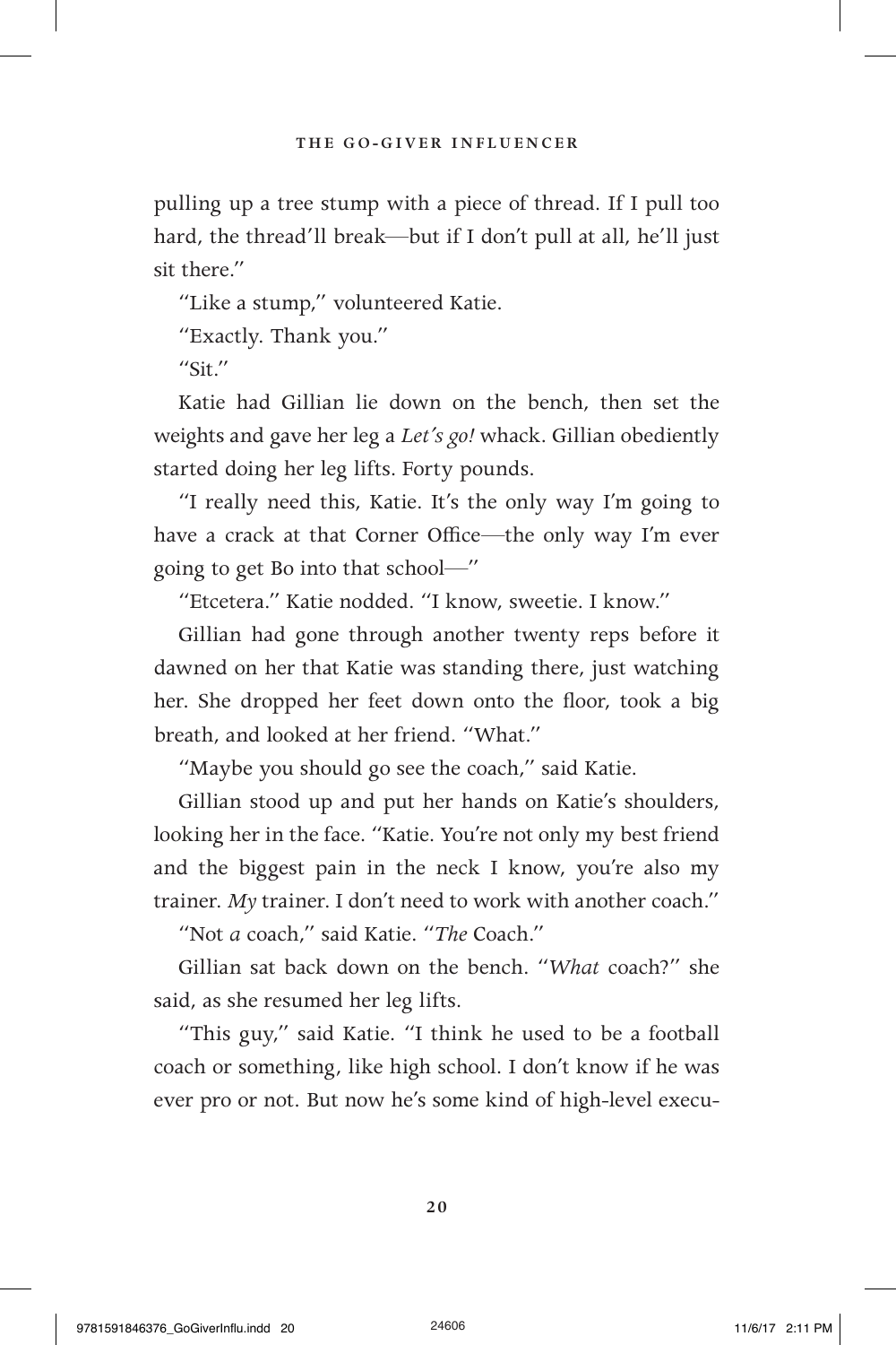pulling up a tree stump with a piece of thread. If I pull too hard, the thread'll break—but if I don't pull at all, he'll just sit there."

"Like a stump," volunteered Katie.

"Exactly. Thank you."

"Sit."

Katie had Gillian lie down on the bench, then set the weights and gave her leg a *Let's go!* whack. Gillian obediently started doing her leg lifts. Forty pounds.

"I really need this, Katie. It's the only way I'm going to have a crack at that Corner Office—the only way I'm ever going to get Bo into that school—"

"Etcetera." Katie nodded. "I know, sweetie. I know."

Gillian had gone through another twenty reps before it dawned on her that Katie was standing there, just watching her. She dropped her feet down onto the floor, took a big breath, and looked at her friend. "What."

"Maybe you should go see the coach," said Katie.

Gillian stood up and put her hands on Katie's shoulders, looking her in the face. "Katie. You're not only my best friend and the biggest pain in the neck I know, you're also my trainer. *My* trainer. I don't need to work with another coach."

"Not *a* coach," said Katie. "*The* Coach."

Gillian sat back down on the bench. "*What* coach?" she said, as she resumed her leg lifts.

"This guy," said Katie. "I think he used to be a football coach or something, like high school. I don't know if he was ever pro or not. But now he's some kind of high-level execu-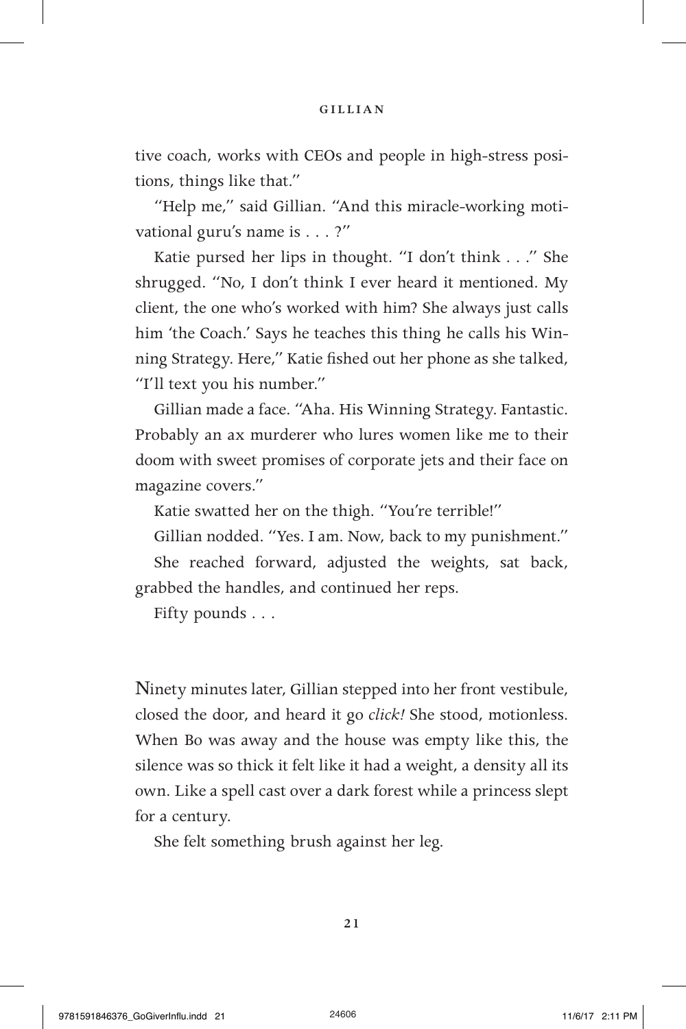tive coach, works with CEOs and people in high-stress positions, things like that."

"Help me," said Gillian. "And this miracle-working motivational guru's name is . . . ?"

Katie pursed her lips in thought. "I don't think . . ." She shrugged. "No, I don't think I ever heard it mentioned. My client, the one who's worked with him? She always just calls him 'the Coach.' Says he teaches this thing he calls his Winning Strategy. Here," Katie fished out her phone as she talked, "I'll text you his number."

Gillian made a face. "Aha. His Winning Strategy. Fantastic. Probably an ax murderer who lures women like me to their doom with sweet promises of corporate jets and their face on magazine covers."

Katie swatted her on the thigh. "You're terrible!"

Gillian nodded. "Yes. I am. Now, back to my punishment."

She reached forward, adjusted the weights, sat back, grabbed the handles, and continued her reps.

Fifty pounds . . .

Ninety minutes later, Gillian stepped into her front vestibule, closed the door, and heard it go *click!* She stood, motionless. When Bo was away and the house was empty like this, the silence was so thick it felt like it had a weight, a density all its own. Like a spell cast over a dark forest while a princess slept for a century.

She felt something brush against her leg.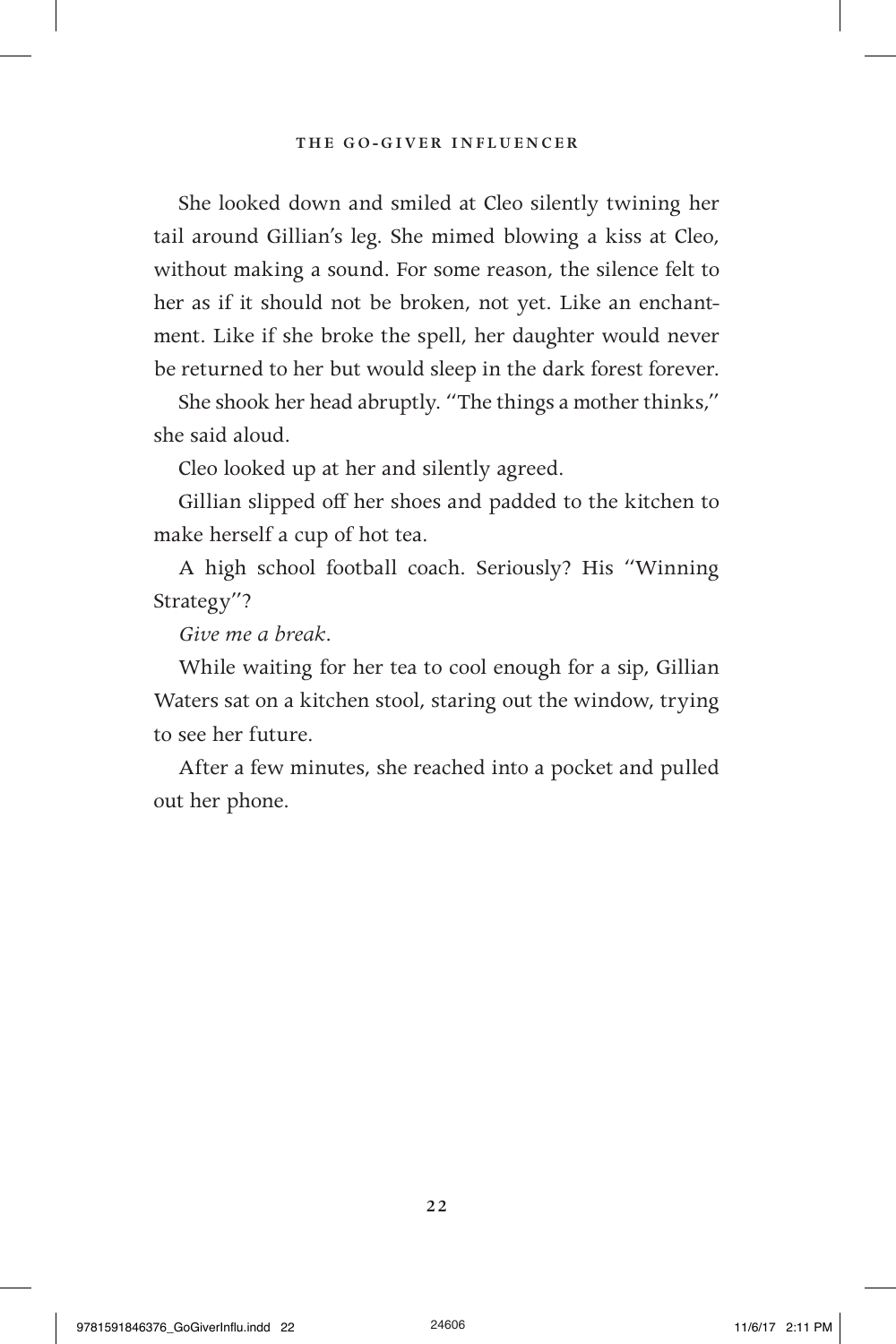She looked down and smiled at Cleo silently twining her tail around Gillian's leg. She mimed blowing a kiss at Cleo, without making a sound. For some reason, the silence felt to her as if it should not be broken, not yet. Like an enchantment. Like if she broke the spell, her daughter would never be returned to her but would sleep in the dark forest forever.

She shook her head abruptly. "The things a mother thinks," she said aloud.

Cleo looked up at her and silently agreed.

Gillian slipped off her shoes and padded to the kitchen to make herself a cup of hot tea.

A high school football coach. Seriously? His "Winning Strategy"?

*Give me a break.*

While waiting for her tea to cool enough for a sip, Gillian Waters sat on a kitchen stool, staring out the window, trying to see her future.

After a few minutes, she reached into a pocket and pulled out her phone.